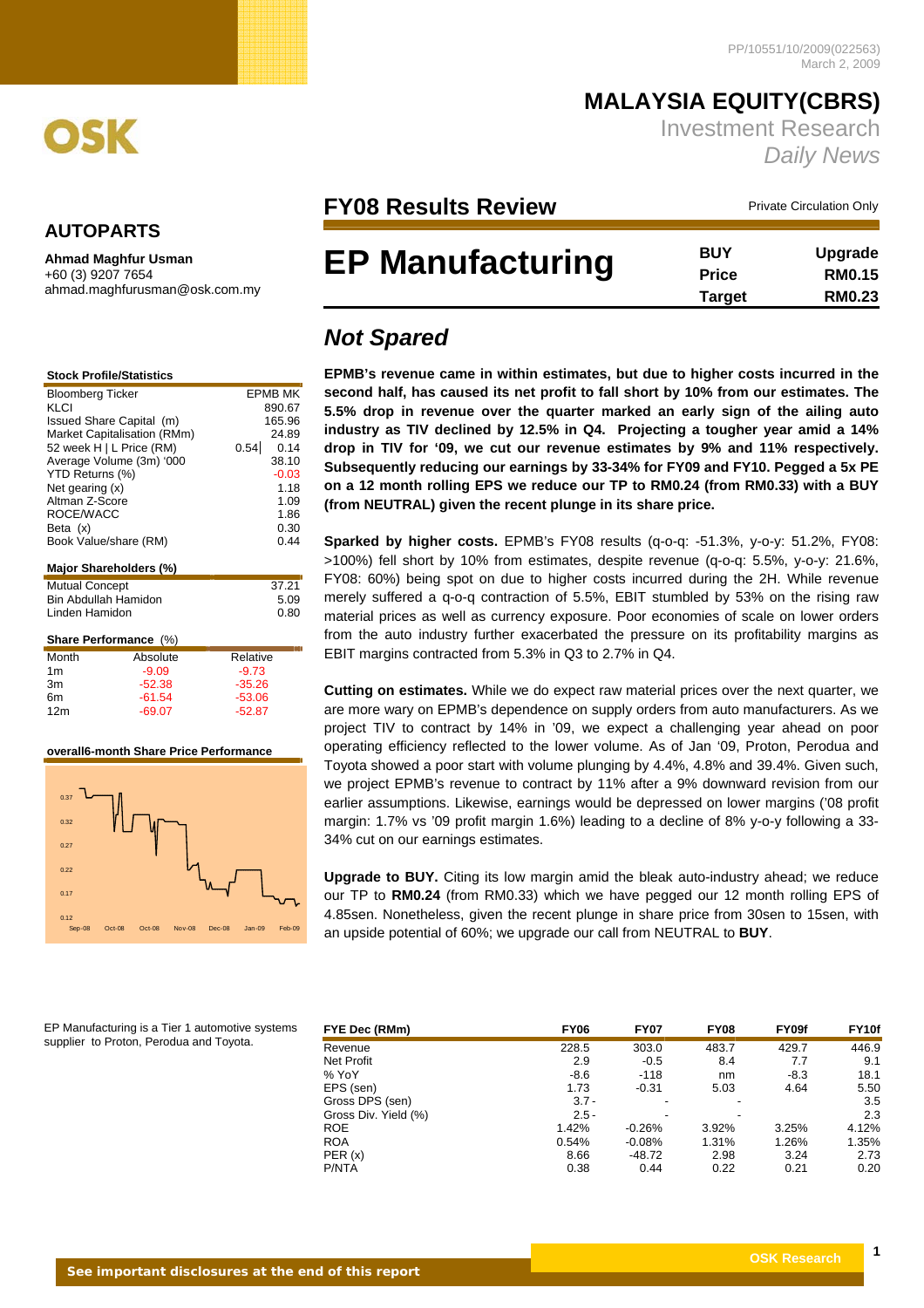PP/10551/10/2009(022563)
March 2, 2009

# MALAYSIA EQUITY(CBRS)

Investment Research

*Daily News*

OSK

## AUTOPARTS

**Ahmad Maghfur Usman**
+60 (3) 9207 7654
ahmad.maghfurusman@osk.com.my

## FY08 Results Review

Private Circulation Only

# EP Manufacturing

| | |
|---|---|
| **BUY** | **Upgrade** |
| **Price** | **RM0.15** |
| **Target** | **RM0.23** |

## *Not Spared*

**EPMB's revenue came in within estimates, but due to higher costs incurred in the second half, has caused its net profit to fall short by 10% from our estimates. The 5.5% drop in revenue over the quarter marked an early sign of the ailing auto industry as TIV declined by 12.5% in Q4. Projecting a tougher year amid a 14% drop in TIV for '09, we cut our revenue estimates by 9% and 11% respectively. Subsequently reducing our earnings by 33-34% for FY09 and FY10. Pegged a 5x PE on a 12 month rolling EPS we reduce our TP to RM0.24 (from RM0.33) with a BUY (from NEUTRAL) given the recent plunge in its share price.**

**Sparked by higher costs.** EPMB's FY08 results (q-o-q: -51.3%, y-o-y: 51.2%, FY08: >100%) fell short by 10% from estimates, despite revenue (q-o-q: 5.5%, y-o-y: 21.6%, FY08: 60%) being spot on due to higher costs incurred during the 2H. While revenue merely suffered a q-o-q contraction of 5.5%, EBIT stumbled by 53% on the rising raw material prices as well as currency exposure. Poor economies of scale on lower orders from the auto industry further exacerbated the pressure on its profitability margins as EBIT margins contracted from 5.3% in Q3 to 2.7% in Q4.

**Cutting on estimates.** While we do expect raw material prices over the next quarter, we are more wary on EPMB's dependence on supply orders from auto manufacturers. As we project TIV to contract by 14% in '09, we expect a challenging year ahead on poor operating efficiency reflected to the lower volume. As of Jan '09, Proton, Perodua and Toyota showed a poor start with volume plunging by 4.4%, 4.8% and 39.4%. Given such, we project EPMB's revenue to contract by 11% after a 9% downward revision from our earlier assumptions. Likewise, earnings would be depressed on lower margins ('08 profit margin: 1.7% vs '09 profit margin 1.6%) leading to a decline of 8% y-o-y following a 33-34% cut on our earnings estimates.

**Upgrade to BUY.** Citing its low margin amid the bleak auto-industry ahead; we reduce our TP to **RM0.24** (from RM0.33) which we have pegged our 12 month rolling EPS of 4.85sen. Nonetheless, given the recent plunge in share price from 30sen to 15sen, with an upside potential of 60%; we upgrade our call from NEUTRAL to **BUY**.

### Stock Profile/Statistics

| | |
|---|---|
| Bloomberg Ticker | EPMB MK |
| KLCI | 890.67 |
| Issued Share Capital (m) | 165.96 |
| Market Capitalisation (RMm) | 24.89 |
| 52 week H \| L Price (RM) | 0.54 \| 0.14 |
| Average Volume (3m) '000 | 38.10 |
| YTD Returns (%) | -0.03 |
| Net gearing (x) | 1.18 |
| Altman Z-Score | 1.09 |
| ROCE/WACC | 1.86 |
| Beta (x) | 0.30 |
| Book Value/share (RM) | 0.44 |

### Major Shareholders (%)

| | |
|---|---|
| Mutual Concept | 37.21 |
| Bin Abdullah Hamidon | 5.09 |
| Linden Hamidon | 0.80 |

### Share Performance (%)

| Month | Absolute | Relative |
|---|---|---|
| 1m | -9.09 | -9.73 |
| 3m | -52.38 | -35.26 |
| 6m | -61.54 | -53.06 |
| 12m | -69.07 | -52.87 |

### overall6-month Share Price Performance

EP Manufacturing is a Tier 1 automotive systems supplier to Proton, Perodua and Toyota.

| FYE Dec (RMm) | FY06 | FY07 | FY08 | FY09f | FY10f |
|---|---|---|---|---|---|
| Revenue | 228.5 | 303.0 | 483.7 | 429.7 | 446.9 |
| Net Profit | 2.9 | -0.5 | 8.4 | 7.7 | 9.1 |
| % YoY | -8.6 | -118 | nm | -8.3 | 18.1 |
| EPS (sen) | 1.73 | -0.31 | 5.03 | 4.64 | 5.50 |
| Gross DPS (sen) | 3.7 | - | - | | 3.5 |
| Gross Div. Yield (%) | 2.5 | - | - | | 2.3 |
| ROE | 1.42% | -0.26% | 3.92% | 3.25% | 4.12% |
| ROA | 0.54% | -0.08% | 1.31% | 1.26% | 1.35% |
| PER (x) | 8.66 | -48.72 | 2.98 | 3.24 | 2.73 |
| P/NTA | 0.38 | 0.44 | 0.22 | 0.21 | 0.20 |

**See important disclosures at the end of this report**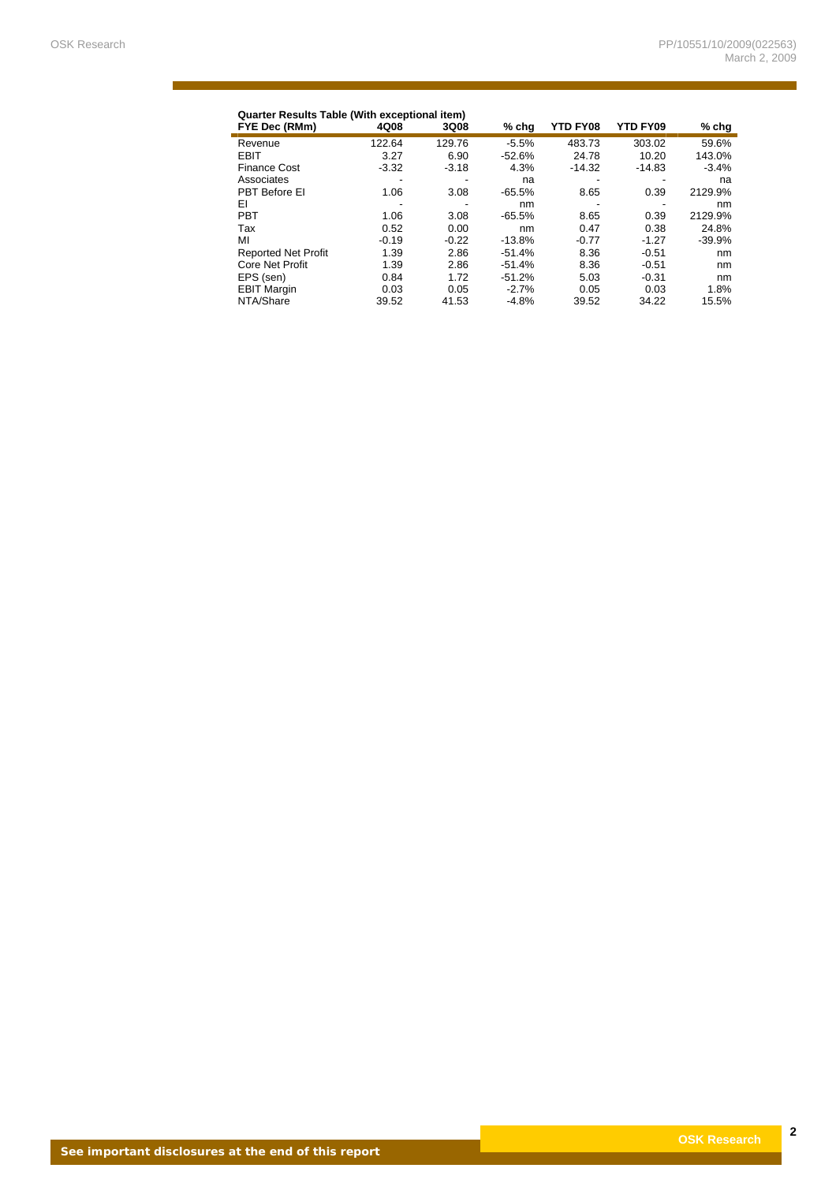**Quarter Results Table (With exceptional item)**

| FYE Dec (RMm) | 4Q08 | 3Q08 | % chg | YTD FY08 | YTD FY09 | % chg |
|---|---|---|---|---|---|---|
| Revenue | 122.64 | 129.76 | -5.5% | 483.73 | 303.02 | 59.6% |
| EBIT | 3.27 | 6.90 | -52.6% | 24.78 | 10.20 | 143.0% |
| Finance Cost | -3.32 | -3.18 | 4.3% | -14.32 | -14.83 | -3.4% |
| Associates | - | - | na | - | - | na |
| PBT Before EI | 1.06 | 3.08 | -65.5% | 8.65 | 0.39 | 2129.9% |
| EI | - | - | nm | - | - | nm |
| PBT | 1.06 | 3.08 | -65.5% | 8.65 | 0.39 | 2129.9% |
| Tax | 0.52 | 0.00 | nm | 0.47 | 0.38 | 24.8% |
| MI | -0.19 | -0.22 | -13.8% | -0.77 | -1.27 | -39.9% |
| Reported Net Profit | 1.39 | 2.86 | -51.4% | 8.36 | -0.51 | nm |
| Core Net Profit | 1.39 | 2.86 | -51.4% | 8.36 | -0.51 | nm |
| EPS (sen) | 0.84 | 1.72 | -51.2% | 5.03 | -0.31 | nm |
| EBIT Margin | 0.03 | 0.05 | -2.7% | 0.05 | 0.03 | 1.8% |
| NTA/Share | 39.52 | 41.53 | -4.8% | 39.52 | 34.22 | 15.5% |

**See important disclosures at the end of this report**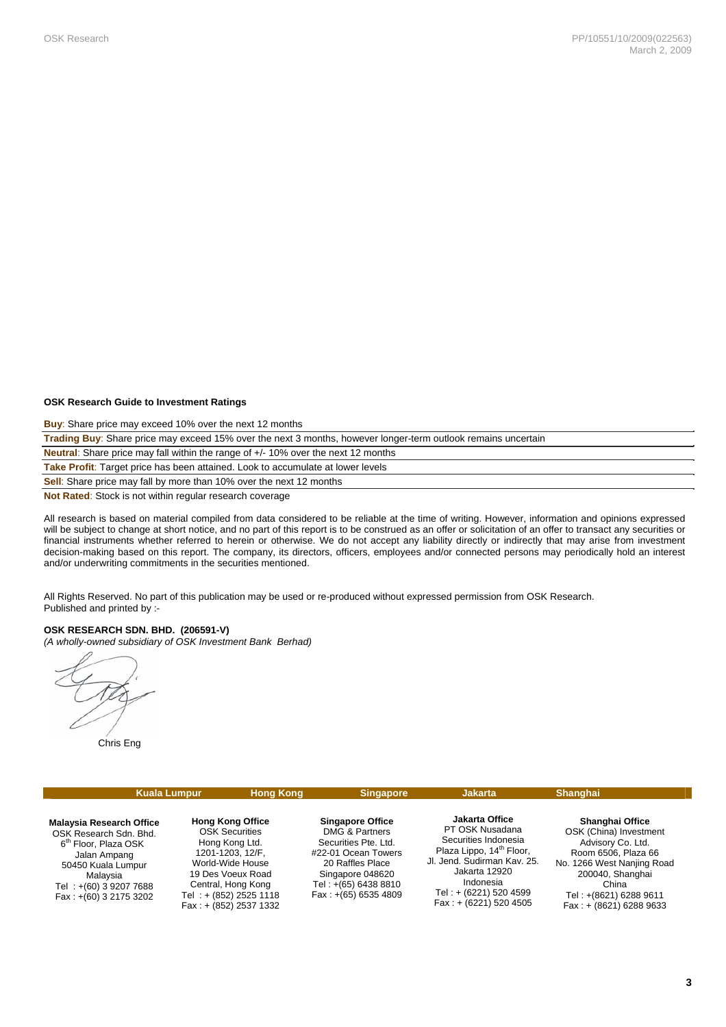**OSK Research Guide to Investment Ratings**

**Buy**: Share price may exceed 10% over the next 12 months

**Trading Buy**: Share price may exceed 15% over the next 3 months, however longer-term outlook remains uncertain

**Neutral**: Share price may fall within the range of +/- 10% over the next 12 months

**Take Profit**: Target price has been attained. Look to accumulate at lower levels

**Sell**: Share price may fall by more than 10% over the next 12 months

**Not Rated**: Stock is not within regular research coverage

All research is based on material compiled from data considered to be reliable at the time of writing. However, information and opinions expressed will be subject to change at short notice, and no part of this report is to be construed as an offer or solicitation of an offer to transact any securities or financial instruments whether referred to herein or otherwise. We do not accept any liability directly or indirectly that may arise from investment decision-making based on this report. The company, its directors, officers, employees and/or connected persons may periodically hold an interest and/or underwriting commitments in the securities mentioned.

All Rights Reserved. No part of this publication may be used or re-produced without expressed permission from OSK Research.
Published and printed by :-

**OSK RESEARCH SDN. BHD. (206591-V)**
*(A wholly-owned subsidiary of OSK Investment Bank Berhad)*

Chris Eng

| Kuala Lumpur | Hong Kong | Singapore | Jakarta | Shanghai |
|---|---|---|---|---|
| **Malaysia Research Office**<br>OSK Research Sdn. Bhd.<br>6th Floor, Plaza OSK<br>Jalan Ampang<br>50450 Kuala Lumpur<br>Malaysia<br>Tel : +(60) 3 9207 7688<br>Fax : +(60) 3 2175 3202 | **Hong Kong Office**<br>OSK Securities<br>Hong Kong Ltd.<br>1201-1203, 12/F,<br>World-Wide House<br>19 Des Voeux Road<br>Central, Hong Kong<br>Tel : + (852) 2525 1118<br>Fax : + (852) 2537 1332 | **Singapore Office**<br>DMG & Partners<br>Securities Pte. Ltd.<br>#22-01 Ocean Towers<br>20 Raffles Place<br>Singapore 048620<br>Tel : +(65) 6438 8810<br>Fax : +(65) 6535 4809 | **Jakarta Office**<br>PT OSK Nusadana<br>Securities Indonesia<br>Plaza Lippo, 14th Floor,<br>Jl. Jend. Sudirman Kav. 25.<br>Jakarta 12920<br>Indonesia<br>Tel : + (6221) 520 4599<br>Fax : + (6221) 520 4505 | **Shanghai Office**<br>OSK (China) Investment<br>Advisory Co. Ltd.<br>Room 6506, Plaza 66<br>No. 1266 West Nanjing Road<br>200040, Shanghai<br>China<br>Tel : +(8621) 6288 9611<br>Fax : + (8621) 6288 9633 |